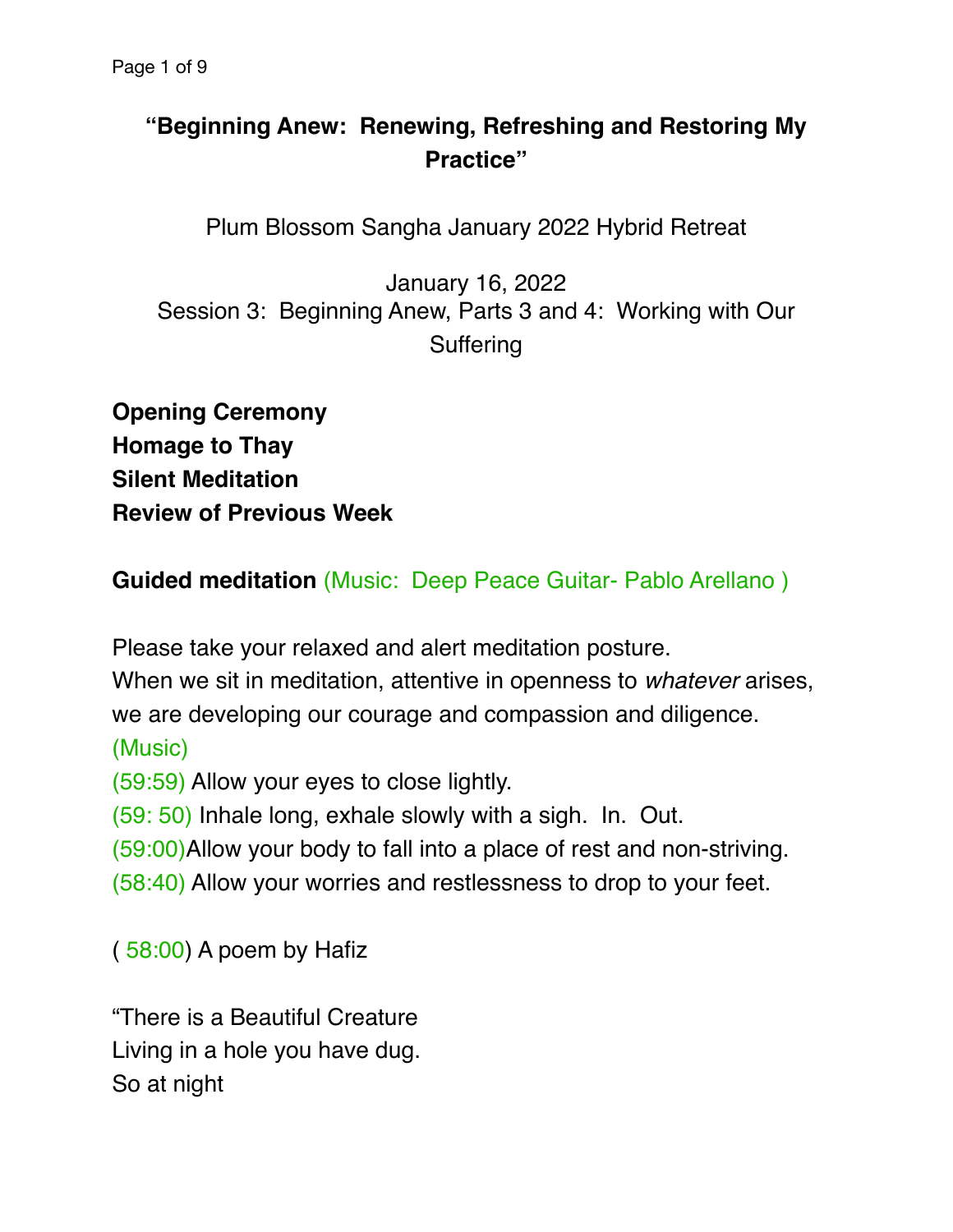# "Beginning Anew: Renewing, Refreshing and Restoring My Practice"

Plum Blossom Sangha January 2022 Hybrid Retreat

January 16, 2022
Session 3: Beginning Anew, Parts 3 and 4: Working with Our Suffering

**Opening Ceremony**
**Homage to Thay**
**Silent Meditation**
**Review of Previous Week**

**Guided meditation** (Music: Deep Peace Guitar- Pablo Arellano )

Please take your relaxed and alert meditation posture.
When we sit in meditation, attentive in openness to *whatever* arises, we are developing our courage and compassion and diligence.
(Music)
(59:59) Allow your eyes to close lightly.
(59: 50) Inhale long, exhale slowly with a sigh. In. Out.
(59:00)Allow your body to fall into a place of rest and non-striving.
(58:40) Allow your worries and restlessness to drop to your feet.

( 58:00) A poem by Hafiz

"There is a Beautiful Creature
Living in a hole you have dug.
So at night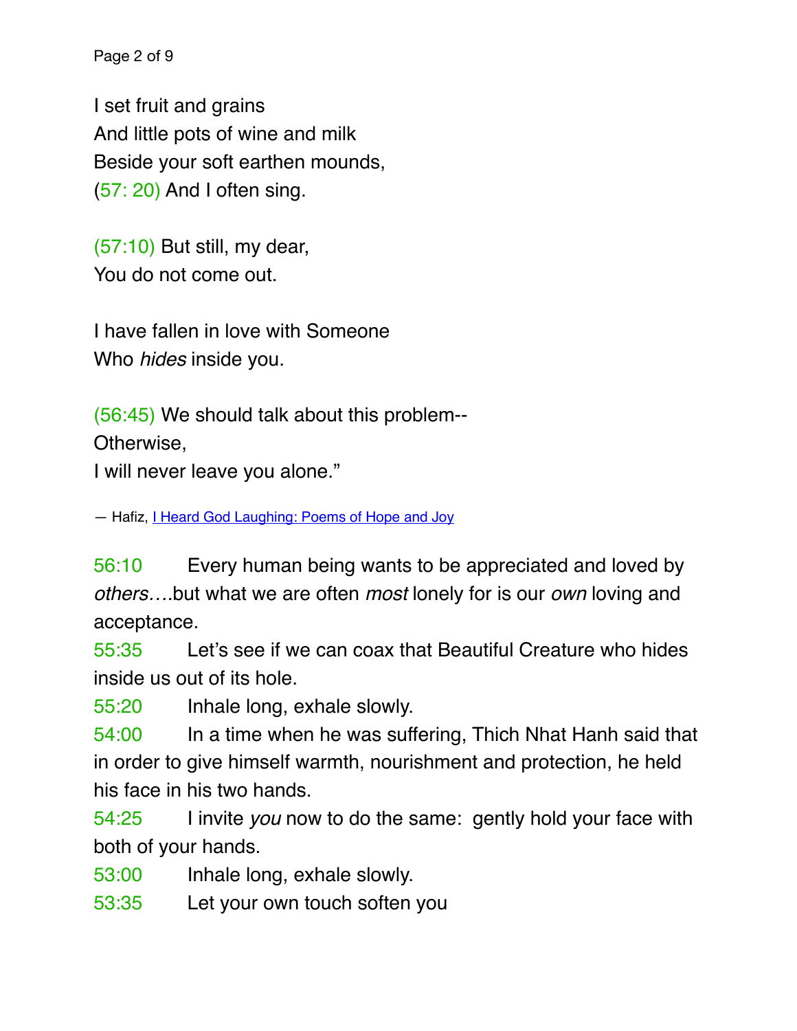I set fruit and grains  
And little pots of wine and milk  
Beside your soft earthen mounds,  
(57: 20) And I often sing.

(57:10) But still, my dear,  
You do not come out.

I have fallen in love with Someone  
Who *hides* inside you.

(56:45) We should talk about this problem--  
Otherwise,  
I will never leave you alone."

— Hafiz, I Heard God Laughing: Poems of Hope and Joy

56:10 Every human being wants to be appreciated and loved by *others….*but what we are often *most* lonely for is our *own* loving and acceptance.

55:35 Let's see if we can coax that Beautiful Creature who hides inside us out of its hole.

55:20 Inhale long, exhale slowly.

54:00 In a time when he was suffering, Thich Nhat Hanh said that in order to give himself warmth, nourishment and protection, he held his face in his two hands.

54:25 I invite *you* now to do the same: gently hold your face with both of your hands.

53:00 Inhale long, exhale slowly.

53:35 Let your own touch soften you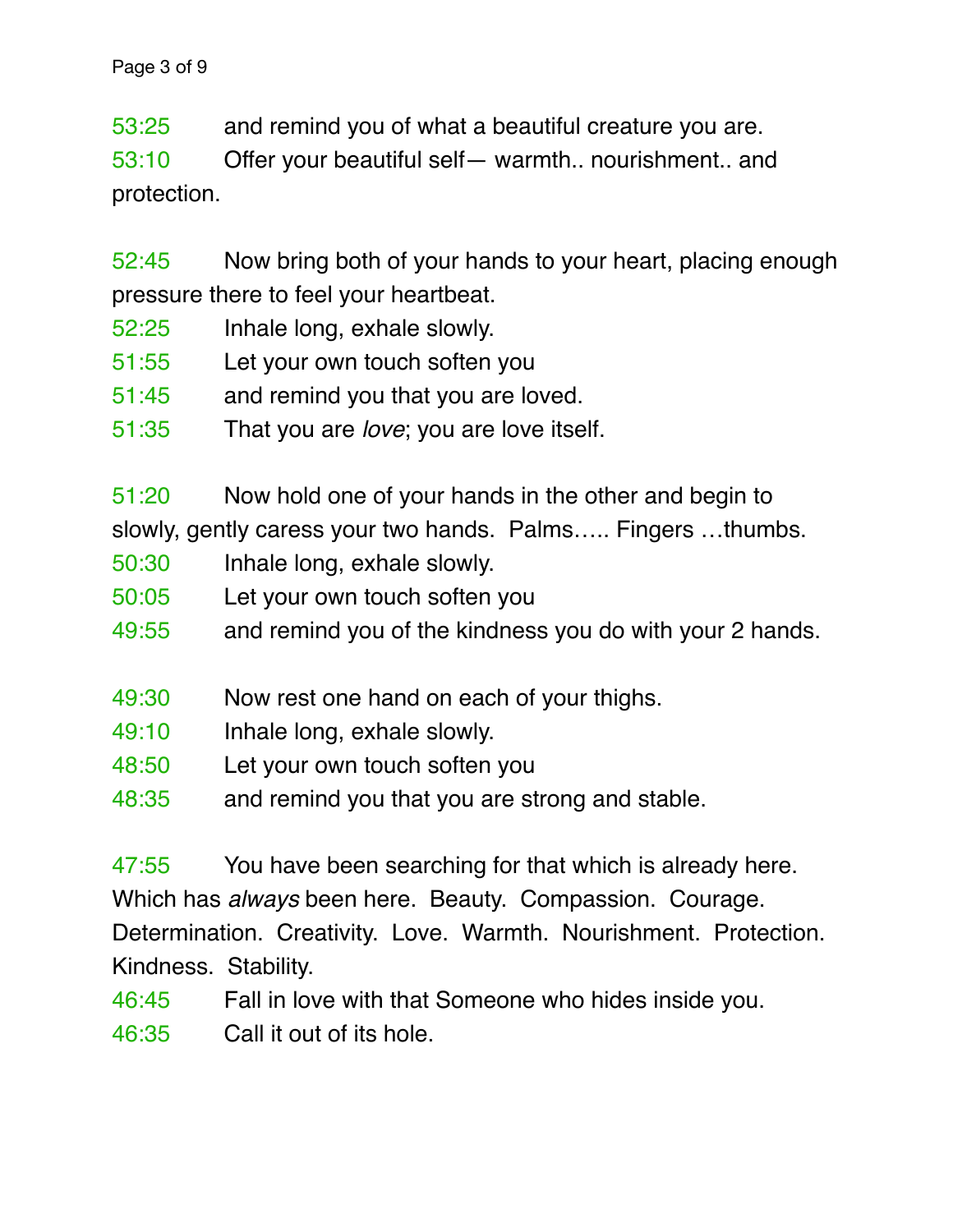53:25 and remind you of what a beautiful creature you are.

53:10 Offer your beautiful self— warmth.. nourishment.. and protection.

52:45 Now bring both of your hands to your heart, placing enough pressure there to feel your heartbeat.

52:25 Inhale long, exhale slowly.

51:55 Let your own touch soften you

51:45 and remind you that you are loved.

51:35 That you are *love*; you are love itself.

51:20 Now hold one of your hands in the other and begin to slowly, gently caress your two hands. Palms….. Fingers …thumbs.

50:30 Inhale long, exhale slowly.

50:05 Let your own touch soften you

49:55 and remind you of the kindness you do with your 2 hands.

49:30 Now rest one hand on each of your thighs.

49:10 Inhale long, exhale slowly.

48:50 Let your own touch soften you

48:35 and remind you that you are strong and stable.

47:55 You have been searching for that which is already here. Which has *always* been here. Beauty. Compassion. Courage. Determination. Creativity. Love. Warmth. Nourishment. Protection. Kindness. Stability.

46:45 Fall in love with that Someone who hides inside you.

46:35 Call it out of its hole.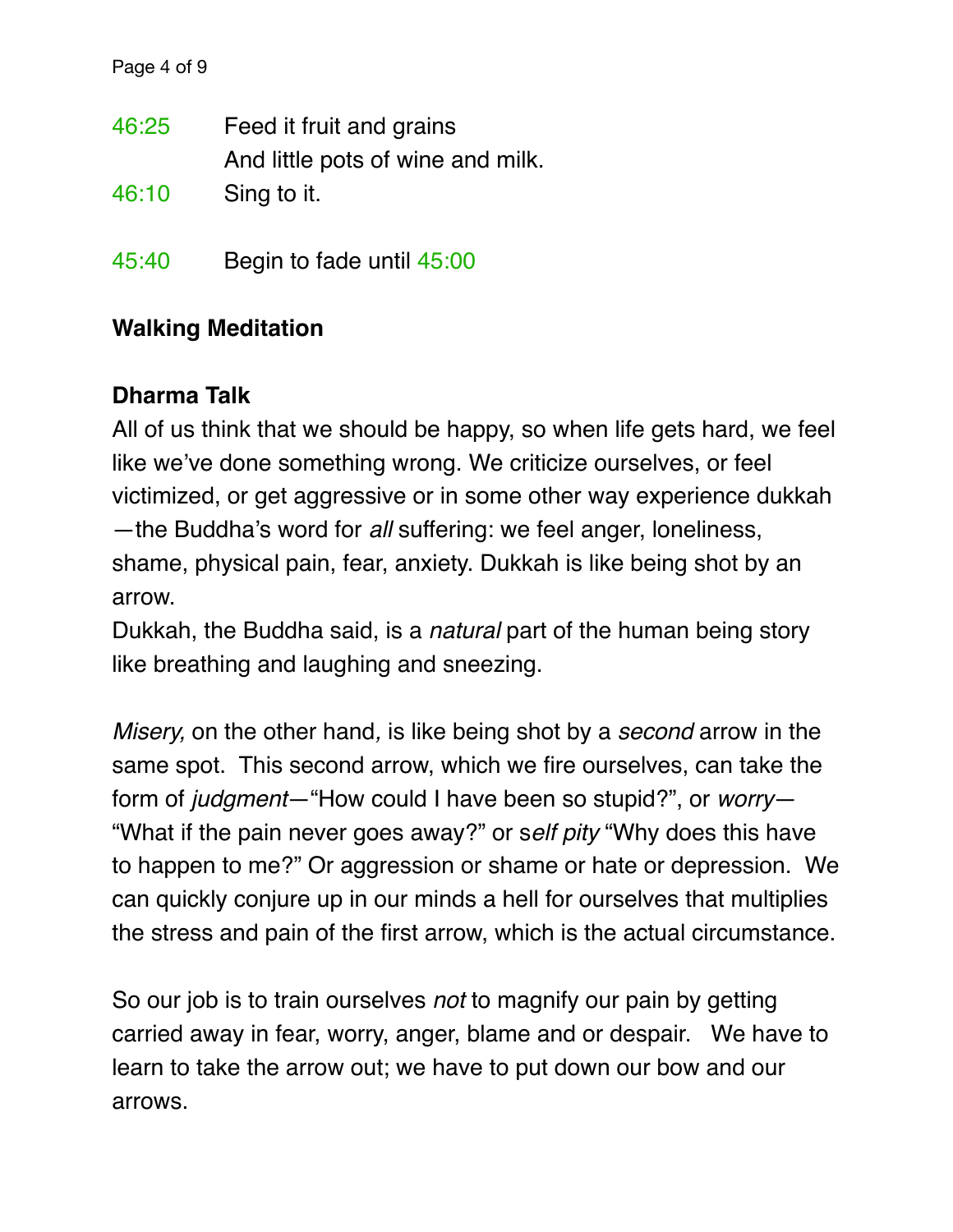46:25 Feed it fruit and grains
And little pots of wine and milk.

46:10 Sing to it.

45:40 Begin to fade until 45:00

**Walking Meditation**

**Dharma Talk**

All of us think that we should be happy, so when life gets hard, we feel like we've done something wrong. We criticize ourselves, or feel victimized, or get aggressive or in some other way experience dukkah —the Buddha's word for *all* suffering: we feel anger, loneliness, shame, physical pain, fear, anxiety. Dukkah is like being shot by an arrow.
Dukkah, the Buddha said, is a *natural* part of the human being story like breathing and laughing and sneezing.

*Misery,* on the other hand*,* is like being shot by a *second* arrow in the same spot. This second arrow, which we fire ourselves, can take the form of *judgment*—"How could I have been so stupid?", or *worry*— "What if the pain never goes away?" or s*elf pity* "Why does this have to happen to me?" Or aggression or shame or hate or depression. We can quickly conjure up in our minds a hell for ourselves that multiplies the stress and pain of the first arrow, which is the actual circumstance.

So our job is to train ourselves *not* to magnify our pain by getting carried away in fear, worry, anger, blame and or despair. We have to learn to take the arrow out; we have to put down our bow and our arrows.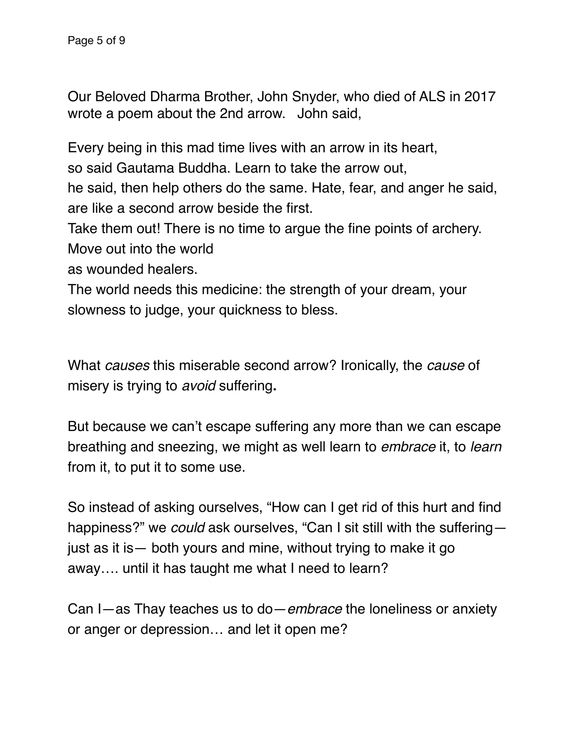Our Beloved Dharma Brother, John Snyder, who died of ALS in 2017 wrote a poem about the 2nd arrow.   John said,

Every being in this mad time lives with an arrow in its heart,  
so said Gautama Buddha. Learn to take the arrow out,  
he said, then help others do the same. Hate, fear, and anger he said,  
are like a second arrow beside the first.  
Take them out! There is no time to argue the fine points of archery.  
Move out into the world  
as wounded healers.  
The world needs this medicine: the strength of your dream, your slowness to judge, your quickness to bless.

What *causes* this miserable second arrow? Ironically, the *cause* of misery is trying to *avoid* suffering**.**

But because we can't escape suffering any more than we can escape breathing and sneezing, we might as well learn to *embrace* it, to *learn* from it, to put it to some use.

So instead of asking ourselves, "How can I get rid of this hurt and find happiness?" we *could* ask ourselves, "Can I sit still with the suffering— just as it is— both yours and mine, without trying to make it go away…. until it has taught me what I need to learn?

Can I—as Thay teaches us to do—*embrace* the loneliness or anxiety or anger or depression… and let it open me?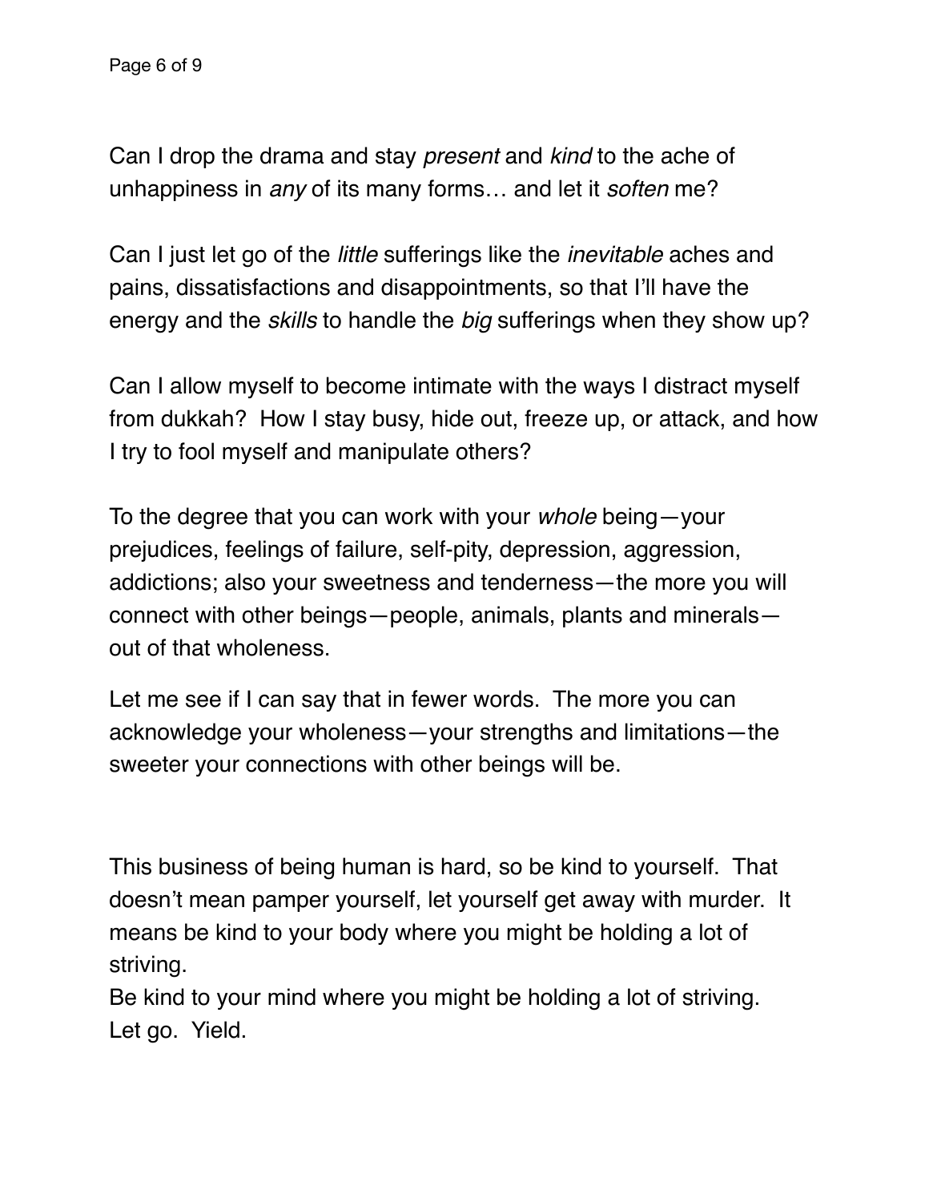Can I drop the drama and stay *present* and *kind* to the ache of unhappiness in *any* of its many forms… and let it *soften* me?

Can I just let go of the *little* sufferings like the *inevitable* aches and pains, dissatisfactions and disappointments, so that I'll have the energy and the *skills* to handle the *big* sufferings when they show up?

Can I allow myself to become intimate with the ways I distract myself from dukkah? How I stay busy, hide out, freeze up, or attack, and how I try to fool myself and manipulate others?

To the degree that you can work with your *whole* being—your prejudices, feelings of failure, self-pity, depression, aggression, addictions; also your sweetness and tenderness—the more you will connect with other beings—people, animals, plants and minerals—out of that wholeness.

Let me see if I can say that in fewer words. The more you can acknowledge your wholeness—your strengths and limitations—the sweeter your connections with other beings will be.

This business of being human is hard, so be kind to yourself. That doesn't mean pamper yourself, let yourself get away with murder. It means be kind to your body where you might be holding a lot of striving.
Be kind to your mind where you might be holding a lot of striving.
Let go. Yield.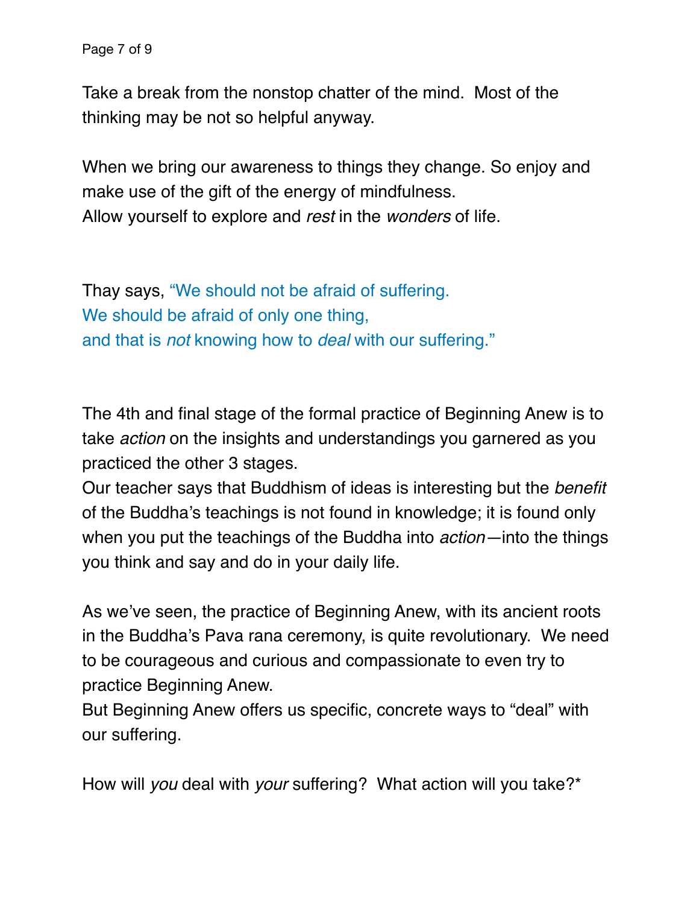Take a break from the nonstop chatter of the mind.  Most of the thinking may be not so helpful anyway.

When we bring our awareness to things they change. So enjoy and make use of the gift of the energy of mindfulness.
Allow yourself to explore and *rest* in the *wonders* of life.

Thay says, "We should not be afraid of suffering.
We should be afraid of only one thing,
and that is *not* knowing how to *deal* with our suffering."

The 4th and final stage of the formal practice of Beginning Anew is to take *action* on the insights and understandings you garnered as you practiced the other 3 stages.
Our teacher says that Buddhism of ideas is interesting but the *benefit* of the Buddha's teachings is not found in knowledge; it is found only when you put the teachings of the Buddha into *action*—into the things you think and say and do in your daily life.

As we've seen, the practice of Beginning Anew, with its ancient roots in the Buddha's Pava rana ceremony, is quite revolutionary.  We need to be courageous and curious and compassionate to even try to practice Beginning Anew.
But Beginning Anew offers us specific, concrete ways to "deal" with our suffering.

How will *you* deal with *your* suffering?  What action will you take?*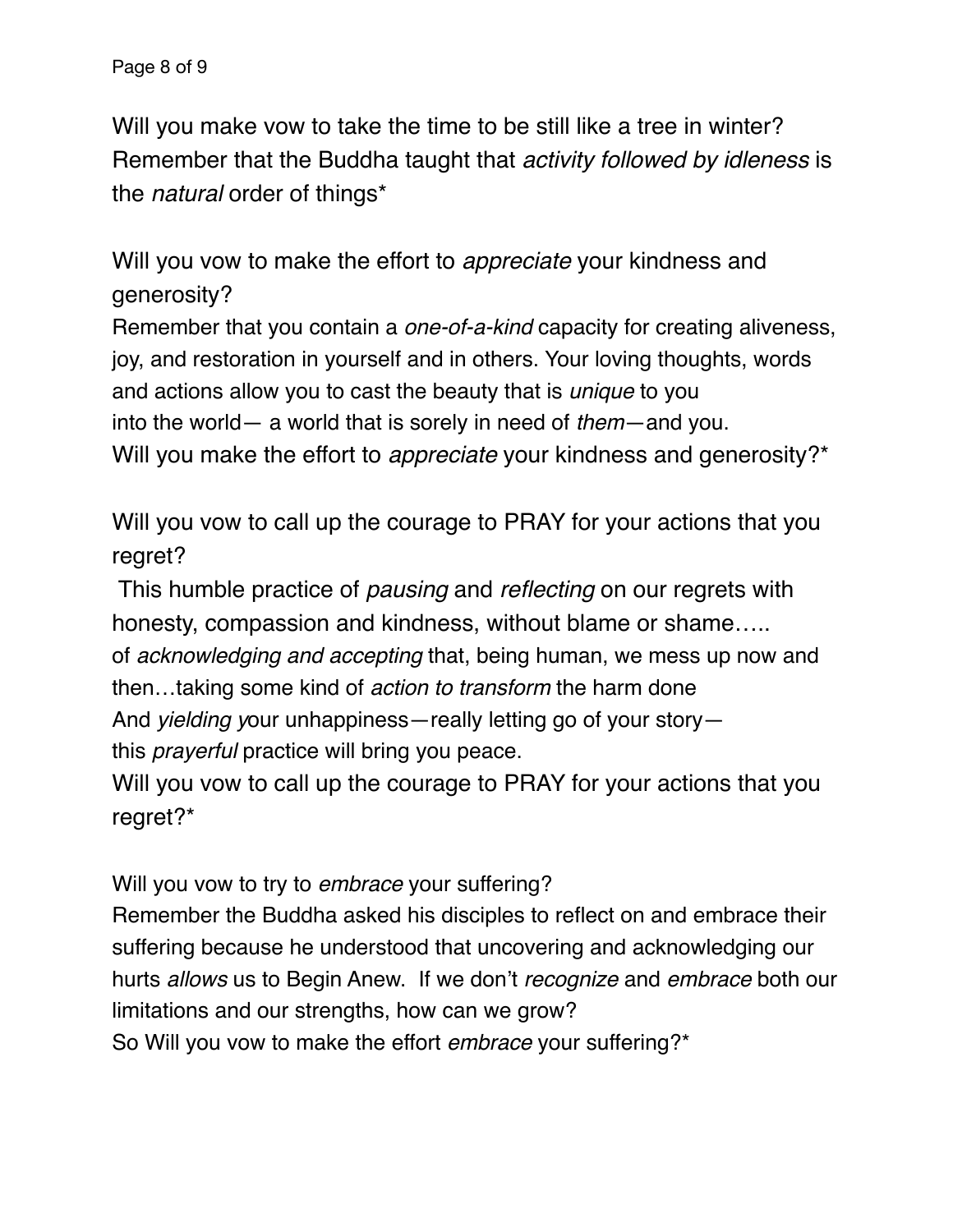Will you make vow to take the time to be still like a tree in winter?
Remember that the Buddha taught that *activity followed by idleness* is the *natural* order of things*

Will you vow to make the effort to *appreciate* your kindness and generosity?
Remember that you contain a *one-of-a-kind* capacity for creating aliveness, joy, and restoration in yourself and in others. Your loving thoughts, words and actions allow you to cast the beauty that is *unique* to you
into the world— a world that is sorely in need of *them*—and you.
Will you make the effort to *appreciate* your kindness and generosity?*

Will you vow to call up the courage to PRAY for your actions that you regret?
This humble practice of *pausing* and *reflecting* on our regrets with honesty, compassion and kindness, without blame or shame…..
of *acknowledging and accepting* that, being human, we mess up now and then…taking some kind of *action to transform* the harm done
And *yielding y*our unhappiness—really letting go of your story—
this *prayerful* practice will bring you peace.
Will you vow to call up the courage to PRAY for your actions that you regret?*

Will you vow to try to *embrace* your suffering?
Remember the Buddha asked his disciples to reflect on and embrace their suffering because he understood that uncovering and acknowledging our hurts *allows* us to Begin Anew. If we don't *recognize* and *embrace* both our limitations and our strengths, how can we grow?
So Will you vow to make the effort *embrace* your suffering?*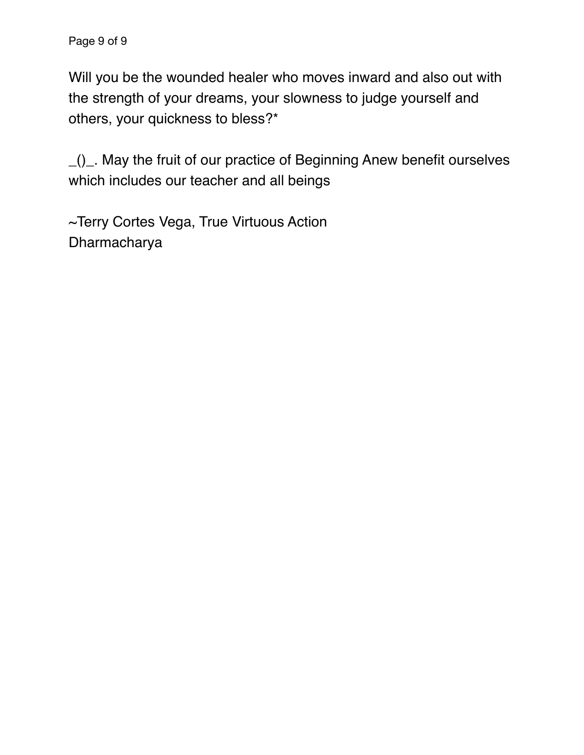Will you be the wounded healer who moves inward and also out with the strength of your dreams, your slowness to judge yourself and others, your quickness to bless?*

_()_. May the fruit of our practice of Beginning Anew benefit ourselves which includes our teacher and all beings

~Terry Cortes Vega, True Virtuous Action
Dharmacharya